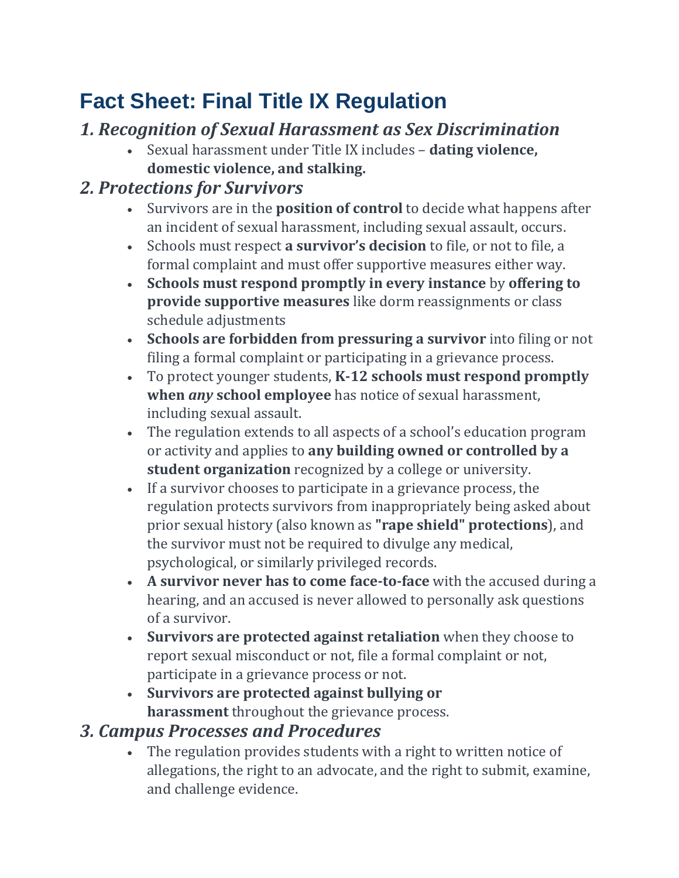# Fact Sheet: Final Title IX Regulation

## *1. Recognition of Sexual Harassment as Sex Discrimination*

- Sexual harassment under Title IX includes – **dating violence, domestic violence, and stalking.**

## *2. Protections for Survivors*

- Survivors are in the **position of control** to decide what happens after an incident of sexual harassment, including sexual assault, occurs.
- Schools must respect **a survivor's decision** to file, or not to file, a formal complaint and must offer supportive measures either way.
- **Schools must respond promptly in every instance** by **offering to provide supportive measures** like dorm reassignments or class schedule adjustments
- **Schools are forbidden from pressuring a survivor** into filing or not filing a formal complaint or participating in a grievance process.
- To protect younger students, **K-12 schools must respond promptly when *any* school employee** has notice of sexual harassment, including sexual assault.
- The regulation extends to all aspects of a school's education program or activity and applies to **any building owned or controlled by a student organization** recognized by a college or university.
- If a survivor chooses to participate in a grievance process, the regulation protects survivors from inappropriately being asked about prior sexual history (also known as **"rape shield" protections**), and the survivor must not be required to divulge any medical, psychological, or similarly privileged records.
- **A survivor never has to come face-to-face** with the accused during a hearing, and an accused is never allowed to personally ask questions of a survivor.
- **Survivors are protected against retaliation** when they choose to report sexual misconduct or not, file a formal complaint or not, participate in a grievance process or not.
- **Survivors are protected against bullying or harassment** throughout the grievance process.

## *3. Campus Processes and Procedures*

- The regulation provides students with a right to written notice of allegations, the right to an advocate, and the right to submit, examine, and challenge evidence.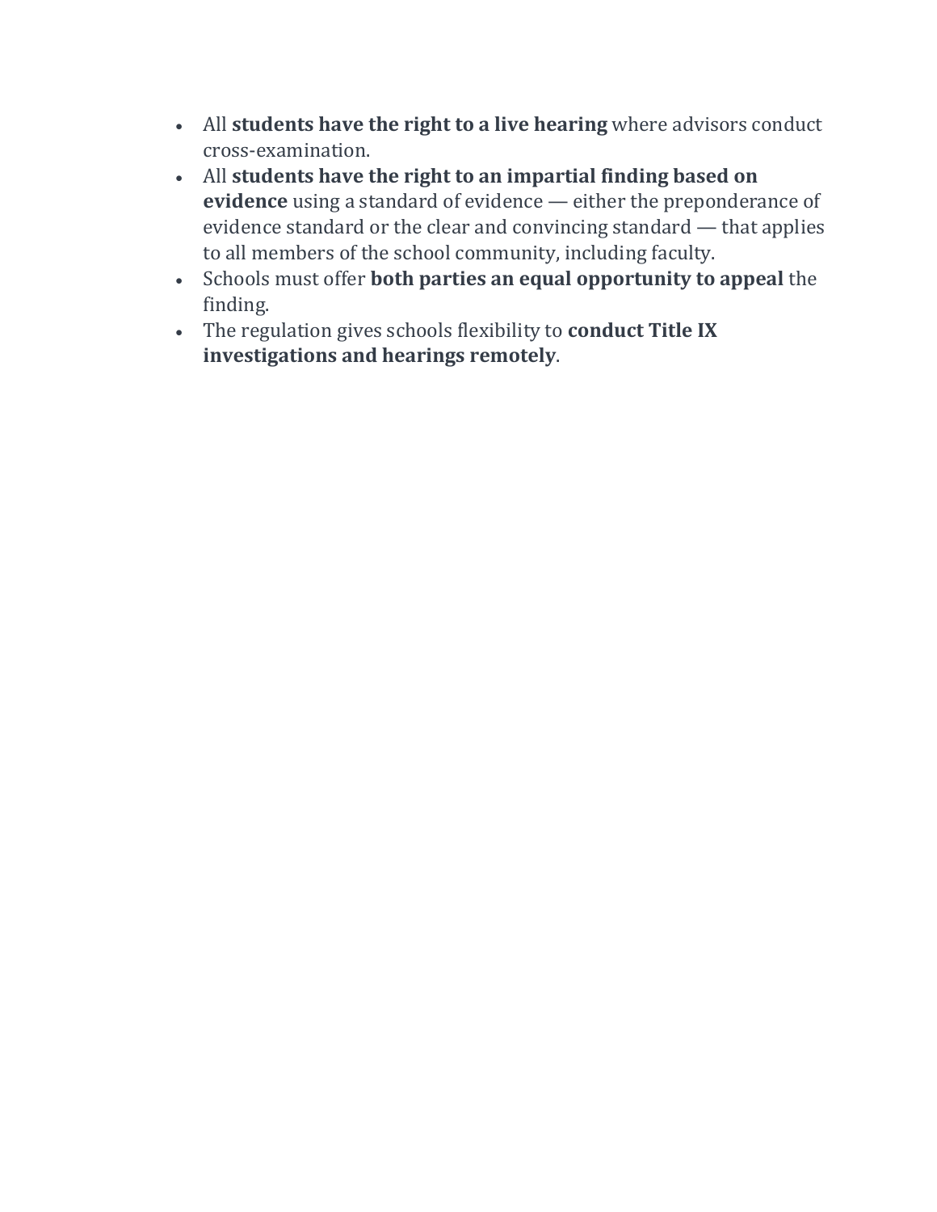- All **students have the right to a live hearing** where advisors conduct cross-examination.
- All **students have the right to an impartial finding based on evidence** using a standard of evidence — either the preponderance of evidence standard or the clear and convincing standard — that applies to all members of the school community, including faculty.
- Schools must offer **both parties an equal opportunity to appeal** the finding.
- The regulation gives schools flexibility to **conduct Title IX investigations and hearings remotely**.